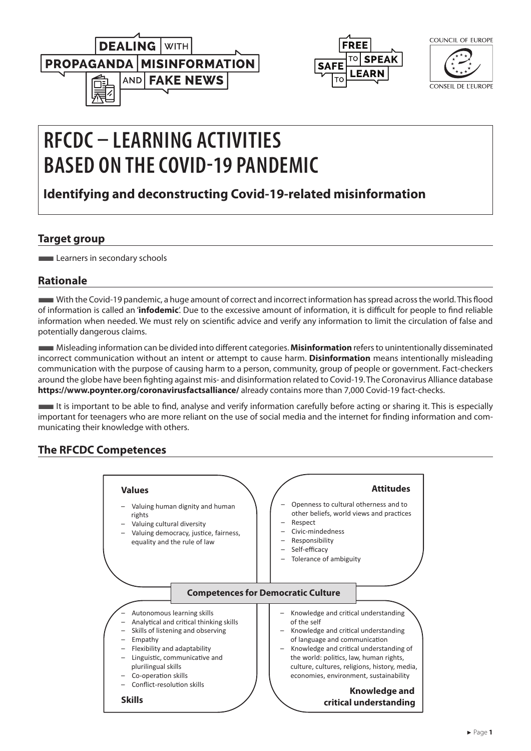DEALING WITH PROPAGANDA MISINFORMATION AND FAKE NEWS

FREE TO SPEAK SAFE TO LEARN

COUNCIL OF EUROPE
CONSEIL DE L'EUROPE

# RFCDC – LEARNING ACTIVITIES BASED ON THE COVID-19 PANDEMIC

## Identifying and deconstructing Covid-19-related misinformation

### Target group

Learners in secondary schools

### Rationale

With the Covid-19 pandemic, a huge amount of correct and incorrect information has spread across the world. This flood of information is called an '**infodemic**'. Due to the excessive amount of information, it is difficult for people to find reliable information when needed. We must rely on scientific advice and verify any information to limit the circulation of false and potentially dangerous claims.

Misleading information can be divided into different categories. **Misinformation** refers to unintentionally disseminated incorrect communication without an intent or attempt to cause harm. **Disinformation** means intentionally misleading communication with the purpose of causing harm to a person, community, group of people or government. Fact-checkers around the globe have been fighting against mis- and disinformation related to Covid-19. The Coronavirus Alliance database **https://www.poynter.org/coronavirusfactsalliance/** already contains more than 7,000 Covid-19 fact-checks.

It is important to be able to find, analyse and verify information carefully before acting or sharing it. This is especially important for teenagers who are more reliant on the use of social media and the internet for finding information and communicating their knowledge with others.

### The RFCDC Competences

**Competences for Democratic Culture**

**Values**

- Valuing human dignity and human rights
- Valuing cultural diversity
- Valuing democracy, justice, fairness, equality and the rule of law

**Attitudes**

- Openness to cultural otherness and to other beliefs, world views and practices
- Respect
- Civic-mindedness
- Responsibility
- Self-efficacy
- Tolerance of ambiguity

**Skills**

- Autonomous learning skills
- Analytical and critical thinking skills
- Skills of listening and observing
- Empathy
- Flexibility and adaptability
- Linguistic, communicative and plurilingual skills
- Co-operation skills
- Conflict-resolution skills

**Knowledge and critical understanding**

- Knowledge and critical understanding of the self
- Knowledge and critical understanding of language and communication
- Knowledge and critical understanding of the world: politics, law, human rights, culture, cultures, religions, history, media, economies, environment, sustainability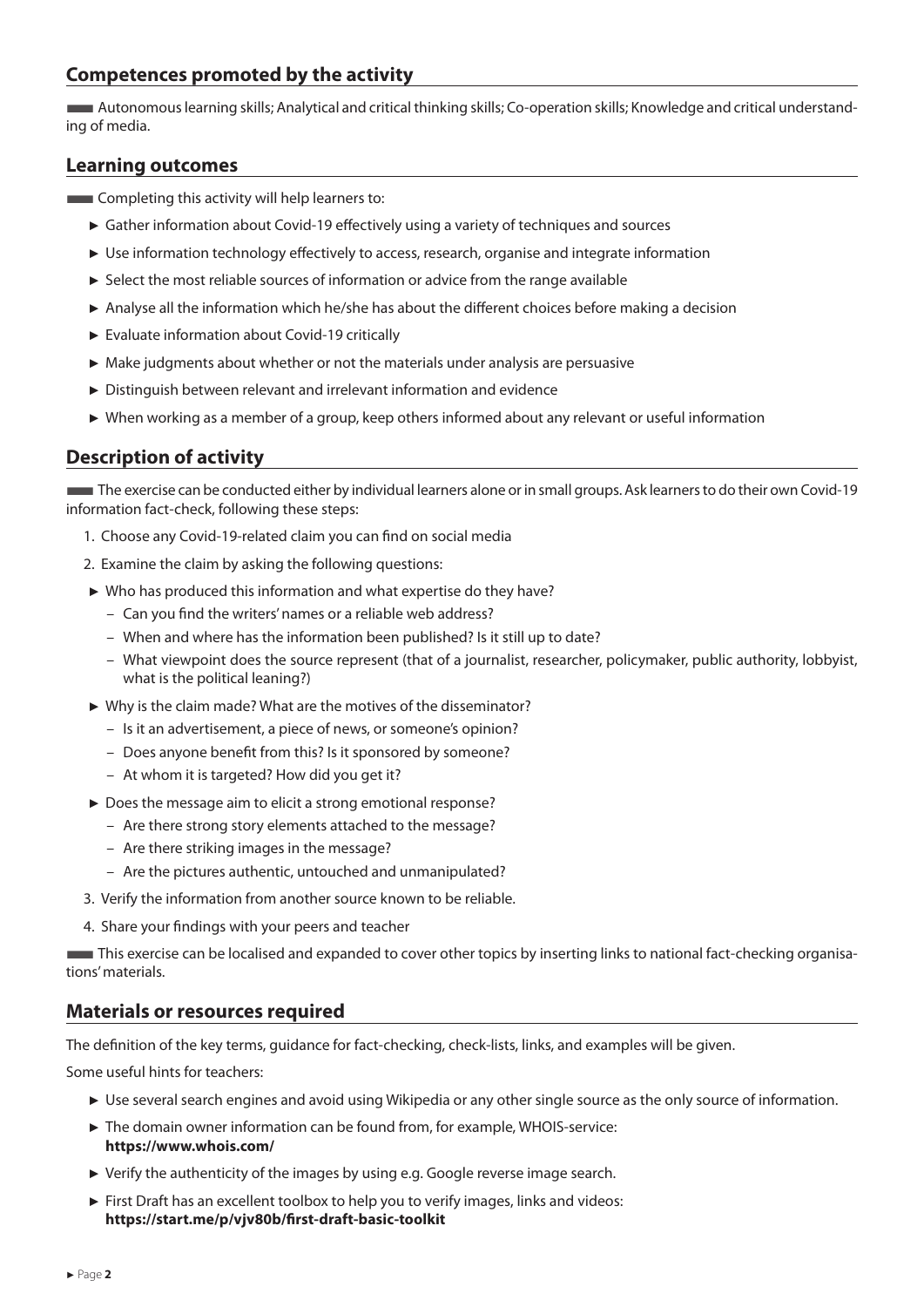## Competences promoted by the activity

Autonomous learning skills; Analytical and critical thinking skills; Co-operation skills; Knowledge and critical understanding of media.

## Learning outcomes

Completing this activity will help learners to:

- Gather information about Covid-19 effectively using a variety of techniques and sources
- Use information technology effectively to access, research, organise and integrate information
- Select the most reliable sources of information or advice from the range available
- Analyse all the information which he/she has about the different choices before making a decision
- Evaluate information about Covid-19 critically
- Make judgments about whether or not the materials under analysis are persuasive
- Distinguish between relevant and irrelevant information and evidence
- When working as a member of a group, keep others informed about any relevant or useful information

## Description of activity

The exercise can be conducted either by individual learners alone or in small groups. Ask learners to do their own Covid-19 information fact-check, following these steps:

1. Choose any Covid-19-related claim you can find on social media
2. Examine the claim by asking the following questions:
   - Who has produced this information and what expertise do they have?
     - Can you find the writers' names or a reliable web address?
     - When and where has the information been published? Is it still up to date?
     - What viewpoint does the source represent (that of a journalist, researcher, policymaker, public authority, lobbyist, what is the political leaning?)
   - Why is the claim made? What are the motives of the disseminator?
     - Is it an advertisement, a piece of news, or someone's opinion?
     - Does anyone benefit from this? Is it sponsored by someone?
     - At whom it is targeted? How did you get it?
   - Does the message aim to elicit a strong emotional response?
     - Are there strong story elements attached to the message?
     - Are there striking images in the message?
     - Are the pictures authentic, untouched and unmanipulated?
3. Verify the information from another source known to be reliable.
4. Share your findings with your peers and teacher

This exercise can be localised and expanded to cover other topics by inserting links to national fact-checking organisations' materials.

## Materials or resources required

The definition of the key terms, guidance for fact-checking, check-lists, links, and examples will be given.

Some useful hints for teachers:

- Use several search engines and avoid using Wikipedia or any other single source as the only source of information.
- The domain owner information can be found from, for example, WHOIS-service: **https://www.whois.com/**
- Verify the authenticity of the images by using e.g. Google reverse image search.
- First Draft has an excellent toolbox to help you to verify images, links and videos: **https://start.me/p/vjv80b/first-draft-basic-toolkit**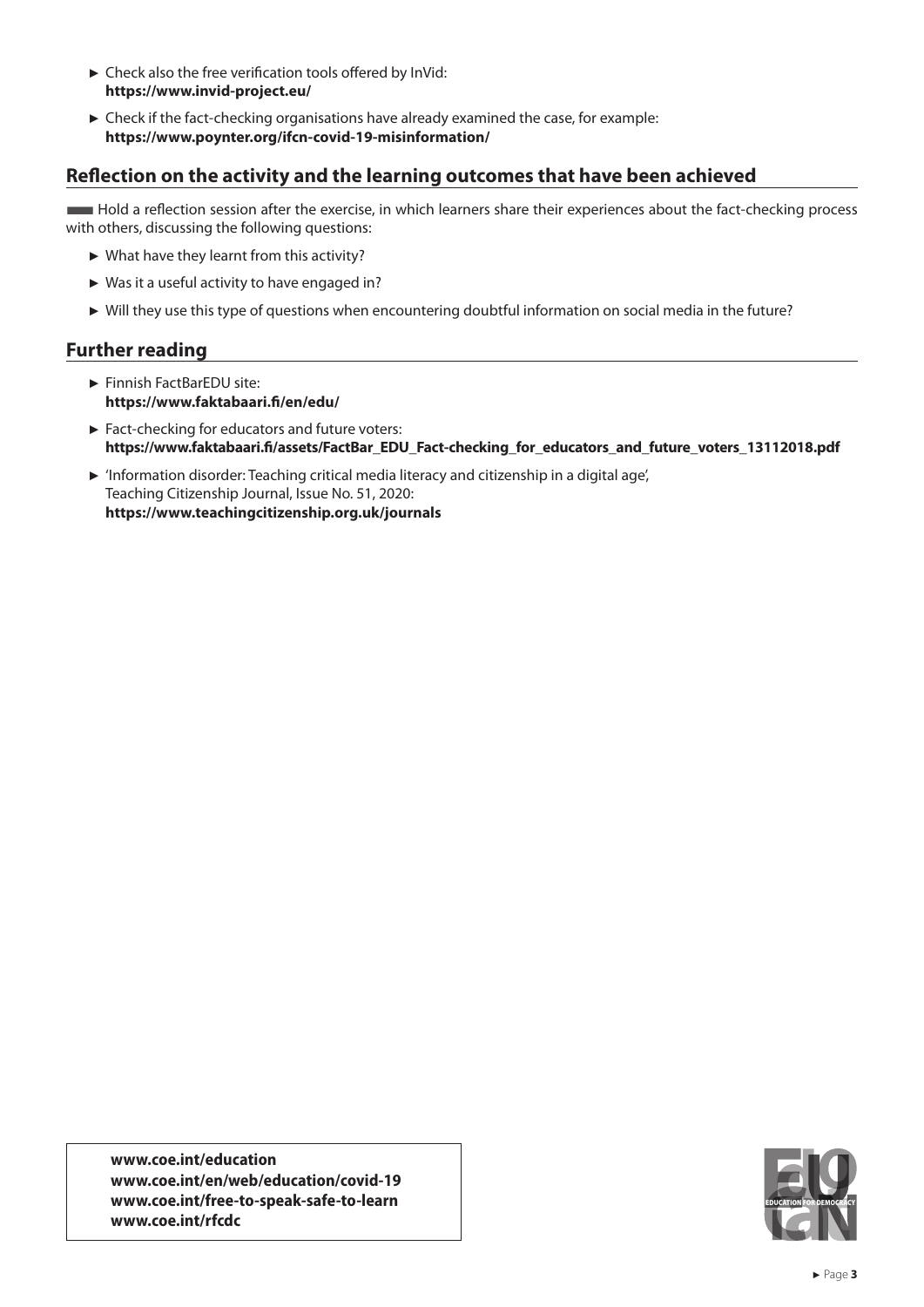- Check also the free verification tools offered by InVid: **https://www.invid-project.eu/**
- Check if the fact-checking organisations have already examined the case, for example: **https://www.poynter.org/ifcn-covid-19-misinformation/**

## Reflection on the activity and the learning outcomes that have been achieved

Hold a reflection session after the exercise, in which learners share their experiences about the fact-checking process with others, discussing the following questions:

- What have they learnt from this activity?
- Was it a useful activity to have engaged in?
- Will they use this type of questions when encountering doubtful information on social media in the future?

## Further reading

- Finnish FactBarEDU site: **https://www.faktabaari.fi/en/edu/**
- Fact-checking for educators and future voters: **https://www.faktabaari.fi/assets/FactBar_EDU_Fact-checking_for_educators_and_future_voters_13112018.pdf**
- 'Information disorder: Teaching critical media literacy and citizenship in a digital age', Teaching Citizenship Journal, Issue No. 51, 2020: **https://www.teachingcitizenship.org.uk/journals**

**www.coe.int/education**
**www.coe.int/en/web/education/covid-19**
**www.coe.int/free-to-speak-safe-to-learn**
**www.coe.int/rfcdc**

EDUCATION FOR DEMOCRACY